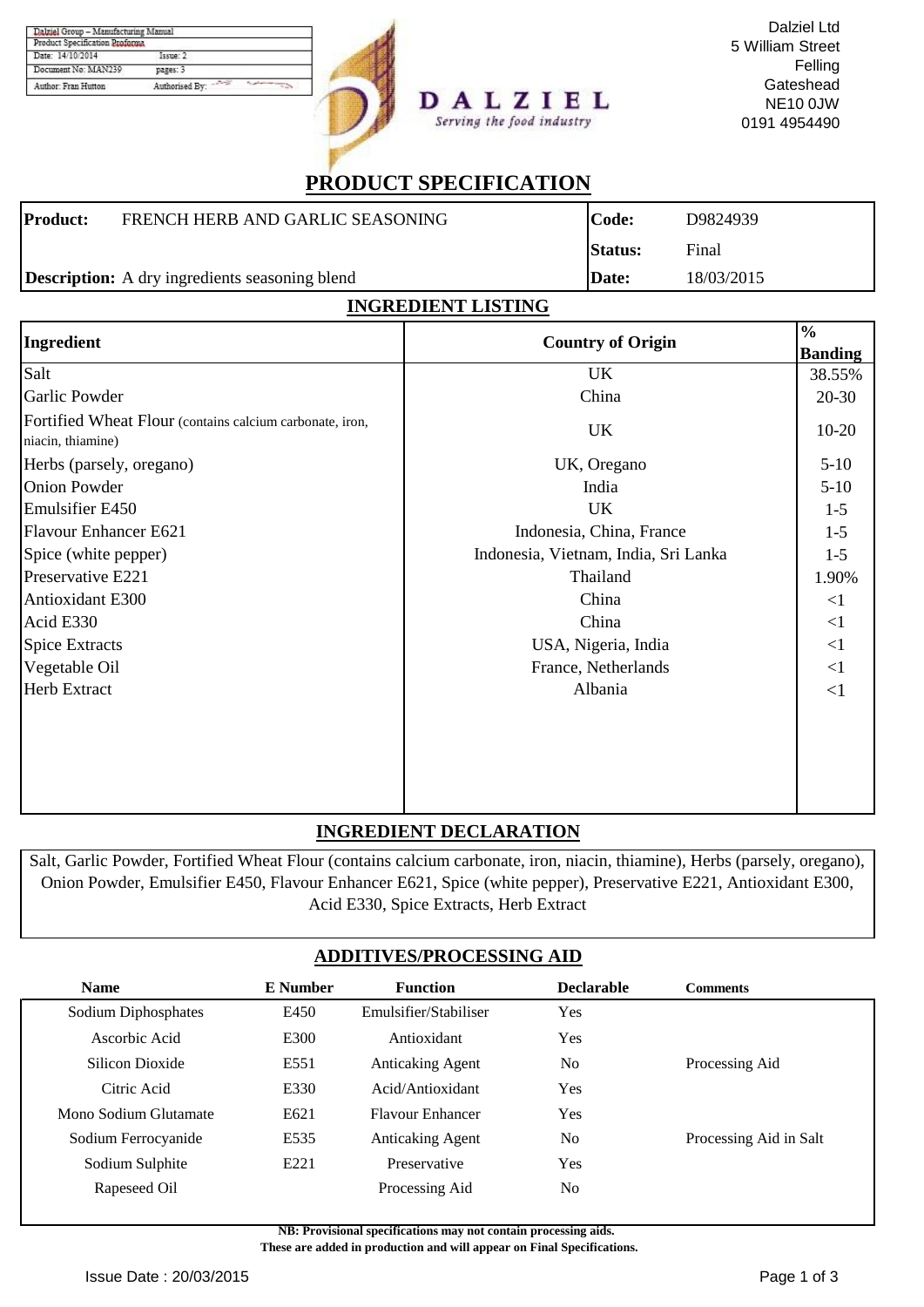| Dalziel Group – Manufacturing Manual | |
|---|---|
| Product Specification Proforma | |
| Date: 14/10/2014 | Issue: 2 |
| Document No: MAN239 | pages: 3 |
| Author: Fran Hutton | Authorised By: |

**DALZIEL**
*Serving the food industry*

Dalziel Ltd
5 William Street
Felling
Gateshead
NE10 0JW
0191 4954490

# PRODUCT SPECIFICATION

| **Product:** FRENCH HERB AND GARLIC SEASONING | **Code:** D9824939 |
|---|---|
| | **Status:** Final |
| **Description:** A dry ingredients seasoning blend | **Date:** 18/03/2015 |

## INGREDIENT LISTING

| Ingredient | Country of Origin | % Banding |
|---|---|---|
| Salt | UK | 38.55% |
| Garlic Powder | China | 20-30 |
| Fortified Wheat Flour (contains calcium carbonate, iron, niacin, thiamine) | UK | 10-20 |
| Herbs (parsely, oregano) | UK, Oregano | 5-10 |
| Onion Powder | India | 5-10 |
| Emulsifier E450 | UK | 1-5 |
| Flavour Enhancer E621 | Indonesia, China, France | 1-5 |
| Spice (white pepper) | Indonesia, Vietnam, India, Sri Lanka | 1-5 |
| Preservative E221 | Thailand | 1.90% |
| Antioxidant E300 | China | <1 |
| Acid E330 | China | <1 |
| Spice Extracts | USA, Nigeria, India | <1 |
| Vegetable Oil | France, Netherlands | <1 |
| Herb Extract | Albania | <1 |

## INGREDIENT DECLARATION

Salt, Garlic Powder, Fortified Wheat Flour (contains calcium carbonate, iron, niacin, thiamine), Herbs (parsely, oregano), Onion Powder, Emulsifier E450, Flavour Enhancer E621, Spice (white pepper), Preservative E221, Antioxidant E300, Acid E330, Spice Extracts, Herb Extract

## ADDITIVES/PROCESSING AID

| Name | E Number | Function | Declarable | Comments |
|---|---|---|---|---|
| Sodium Diphosphates | E450 | Emulsifier/Stabiliser | Yes | |
| Ascorbic Acid | E300 | Antioxidant | Yes | |
| Silicon Dioxide | E551 | Anticaking Agent | No | Processing Aid |
| Citric Acid | E330 | Acid/Antioxidant | Yes | |
| Mono Sodium Glutamate | E621 | Flavour Enhancer | Yes | |
| Sodium Ferrocyanide | E535 | Anticaking Agent | No | Processing Aid in Salt |
| Sodium Sulphite | E221 | Preservative | Yes | |
| Rapeseed Oil | | Processing Aid | No | |

**NB: Provisional specifications may not contain processing aids.**
**These are added in production and will appear on Final Specifications.**

Issue Date : 20/03/2015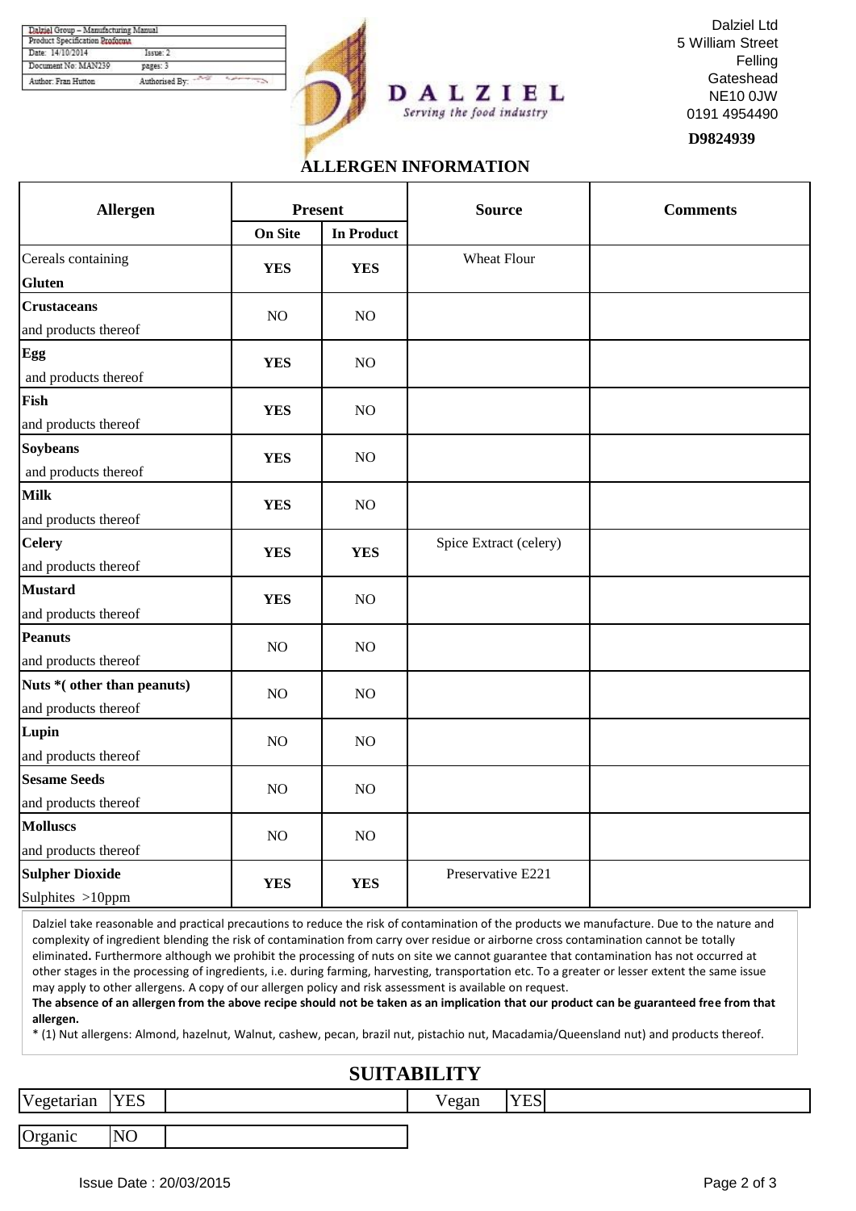| Dalziel Group – Manufacturing Manual | |
|---|---|
| Product Specification Proforma | |
| Date: 14/10/2014 | Issue: 2 |
| Document No: MAN239 | pages: 3 |
| Author: Fran Hutton | Authorised By: |

DALZIEL
*Serving the food industry*

Dalziel Ltd
5 William Street
Felling
Gateshead
NE10 0JW
0191 4954490

**D9824939**

## ALLERGEN INFORMATION

| Allergen | Present | | Source | Comments |
|---|---|---|---|---|
| | On Site | In Product | | |
| Cereals containing **Gluten** | **YES** | **YES** | Wheat Flour | |
| **Crustaceans** and products thereof | NO | NO | | |
| **Egg** and products thereof | **YES** | NO | | |
| **Fish** and products thereof | **YES** | NO | | |
| **Soybeans** and products thereof | **YES** | NO | | |
| **Milk** and products thereof | **YES** | NO | | |
| **Celery** and products thereof | **YES** | **YES** | Spice Extract (celery) | |
| **Mustard** and products thereof | **YES** | NO | | |
| **Peanuts** and products thereof | NO | NO | | |
| **Nuts *( other than peanuts)** and products thereof | NO | NO | | |
| **Lupin** and products thereof | NO | NO | | |
| **Sesame Seeds** and products thereof | NO | NO | | |
| **Molluscs** and products thereof | NO | NO | | |
| **Sulpher Dioxide** Sulphites >10ppm | **YES** | **YES** | Preservative E221 | |

Dalziel take reasonable and practical precautions to reduce the risk of contamination of the products we manufacture. Due to the nature and complexity of ingredient blending the risk of contamination from carry over residue or airborne cross contamination cannot be totally eliminated**.** Furthermore although we prohibit the processing of nuts on site we cannot guarantee that contamination has not occurred at other stages in the processing of ingredients, i.e. during farming, harvesting, transportation etc. To a greater or lesser extent the same issue may apply to other allergens. A copy of our allergen policy and risk assessment is available on request.

**The absence of an allergen from the above recipe should not be taken as an implication that our product can be guaranteed free from that allergen.**

* (1) Nut allergens: Almond, hazelnut, Walnut, cashew, pecan, brazil nut, pistachio nut, Macadamia/Queensland nut) and products thereof.

## SUITABILITY

| Vegetarian | YES | Vegan | YES |
|---|---|---|---|
| Organic | NO | | |

Issue Date : 20/03/2015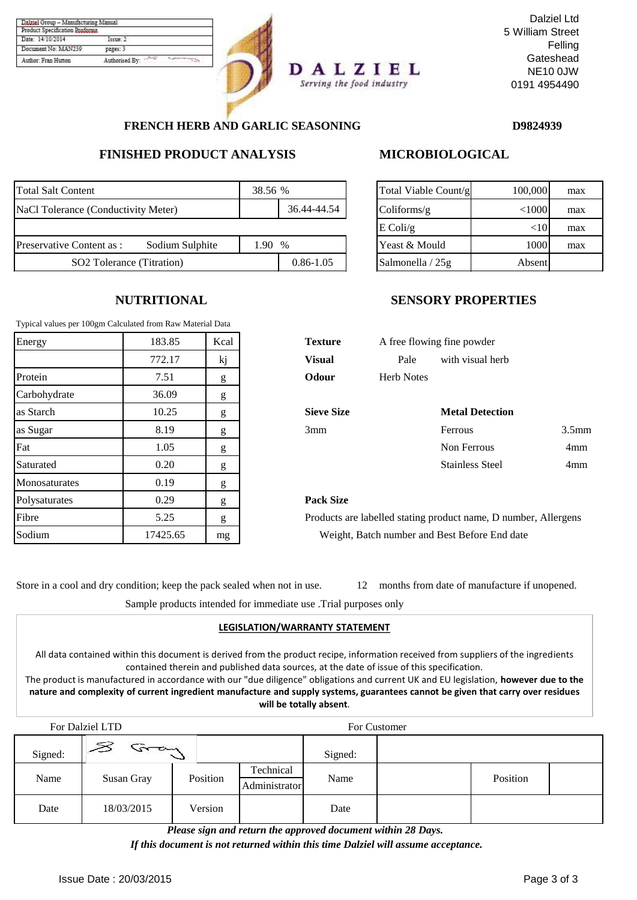| | |
|---|---|
| Dalziel Group – Manufacturing Manual | |
| Product Specification Proforma | |
| Date: 14/10/2014 | Issue: 2 |
| Document No: MAN239 | pages: 3 |
| Author: Fran Hutton | Authorised By: |

DALZIEL
*Serving the food industry*

Dalziel Ltd
5 William Street
Felling
Gateshead
NE10 0JW
0191 4954490

## FRENCH HERB AND GARLIC SEASONING

**D9824939**

### FINISHED PRODUCT ANALYSIS

| | | |
|---|---|---|
| Total Salt Content | 38.56 % | |
| NaCl Tolerance (Conductivity Meter) | | 36.44-44.54 |
| | | |
| Preservative Content as : Sodium Sulphite | 1.90 % | |
| SO2 Tolerance (Titration) | | 0.86-1.05 |

### MICROBIOLOGICAL

| | | |
|---|---|---|
| Total Viable Count/g | 100,000 | max |
| Coliforms/g | <1000 | max |
| E Coli/g | <10 | max |
| Yeast & Mould | 1000 | max |
| Salmonella / 25g | Absent | |

### NUTRITIONAL

Typical values per 100gm Calculated from Raw Material Data

| | | |
|---|---|---|
| Energy | 183.85 | Kcal |
| | 772.17 | kj |
| Protein | 7.51 | g |
| Carbohydrate | 36.09 | g |
| as Starch | 10.25 | g |
| as Sugar | 8.19 | g |
| Fat | 1.05 | g |
| Saturated | 0.20 | g |
| Monosaturates | 0.19 | g |
| Polysaturates | 0.29 | g |
| Fibre | 5.25 | g |
| Sodium | 17425.65 | mg |

### SENSORY PROPERTIES

**Texture** A free flowing fine powder

**Visual** Pale with visual herb

**Odour** Herb Notes

**Sieve Size**

3mm

**Metal Detection**

| | |
|---|---|
| Ferrous | 3.5mm |
| Non Ferrous | 4mm |
| Stainless Steel | 4mm |

**Pack Size**

Products are labelled stating product name, D number, Allergens Weight, Batch number and Best Before End date

Store in a cool and dry condition; keep the pack sealed when not in use. 12 months from date of manufacture if unopened.

Sample products intended for immediate use .Trial purposes only

**LEGISLATION/WARRANTY STATEMENT**

All data contained within this document is derived from the product recipe, information received from suppliers of the ingredients contained therein and published data sources, at the date of issue of this specification.
The product is manufactured in accordance with our "due diligence" obligations and current UK and EU legislation, **however due to the nature and complexity of current ingredient manufacture and supply systems, guarantees cannot be given that carry over residues will be totally absent**.

| For Dalziel LTD | | | | For Customer | | | |
|---|---|---|---|---|---|---|---|
| Signed: | S Gray | | | Signed: | | | |
| Name | Susan Gray | Position | Technical Administrator | Name | | Position | |
| Date | 18/03/2015 | Version | | Date | | | |

***Please sign and return the approved document within 28 Days.***
***If this document is not returned within this time Dalziel will assume acceptance.***

Issue Date : 20/03/2015